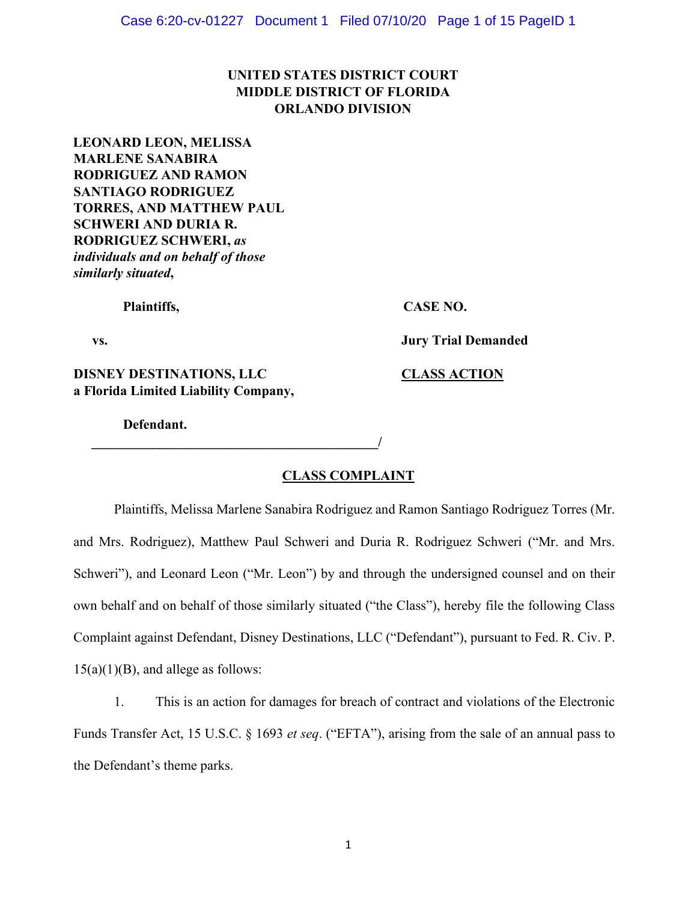**UNITED STATES DISTRICT COURT**
**MIDDLE DISTRICT OF FLORIDA**
**ORLANDO DIVISION**

**LEONARD LEON, MELISSA MARLENE SANABIRA RODRIGUEZ AND RAMON SANTIAGO RODRIGUEZ TORRES, AND MATTHEW PAUL SCHWERI AND DURIA R. RODRIGUEZ SCHWERI,** ***as individuals and on behalf of those similarly situated*****,**

**Plaintiffs,** **CASE NO.**

**vs.** **Jury Trial Demanded**

**DISNEY DESTINATIONS, LLC a Florida Limited Liability Company,** **CLASS ACTION**

**Defendant.**

\_\_\_\_\_\_\_\_\_\_\_\_\_\_\_\_\_\_\_\_\_\_\_\_\_\_\_\_\_\_\_\_\_\_\_\_\_\_\_\_\_\_\_/

## CLASS COMPLAINT

Plaintiffs, Melissa Marlene Sanabira Rodriguez and Ramon Santiago Rodriguez Torres (Mr. and Mrs. Rodriguez), Matthew Paul Schweri and Duria R. Rodriguez Schweri ("Mr. and Mrs. Schweri"), and Leonard Leon ("Mr. Leon") by and through the undersigned counsel and on their own behalf and on behalf of those similarly situated ("the Class"), hereby file the following Class Complaint against Defendant, Disney Destinations, LLC ("Defendant"), pursuant to Fed. R. Civ. P. 15(a)(1)(B), and allege as follows:

1. This is an action for damages for breach of contract and violations of the Electronic Funds Transfer Act, 15 U.S.C. § 1693 *et seq*. ("EFTA"), arising from the sale of an annual pass to the Defendant's theme parks.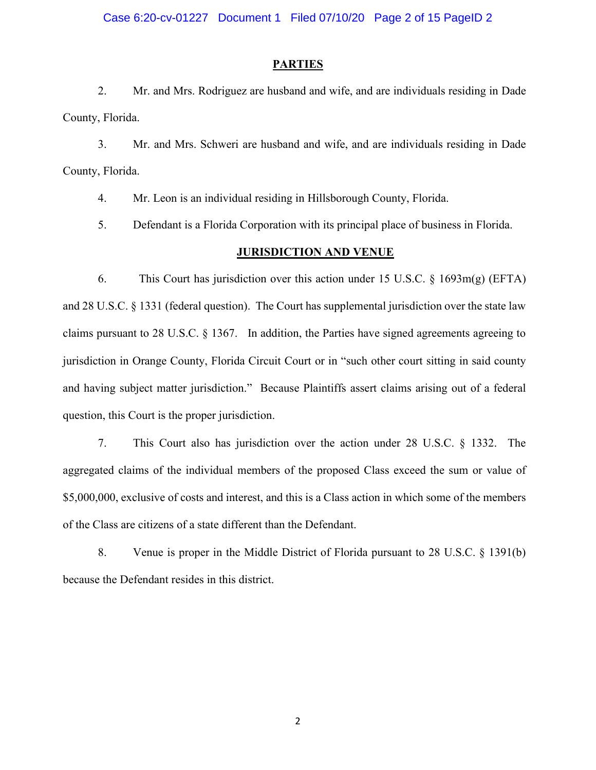## PARTIES

2. Mr. and Mrs. Rodriguez are husband and wife, and are individuals residing in Dade County, Florida.

3. Mr. and Mrs. Schweri are husband and wife, and are individuals residing in Dade County, Florida.

4. Mr. Leon is an individual residing in Hillsborough County, Florida.

5. Defendant is a Florida Corporation with its principal place of business in Florida.

## JURISDICTION AND VENUE

6. This Court has jurisdiction over this action under 15 U.S.C. § 1693m(g) (EFTA) and 28 U.S.C. § 1331 (federal question). The Court has supplemental jurisdiction over the state law claims pursuant to 28 U.S.C. § 1367. In addition, the Parties have signed agreements agreeing to jurisdiction in Orange County, Florida Circuit Court or in "such other court sitting in said county and having subject matter jurisdiction." Because Plaintiffs assert claims arising out of a federal question, this Court is the proper jurisdiction.

7. This Court also has jurisdiction over the action under 28 U.S.C. § 1332. The aggregated claims of the individual members of the proposed Class exceed the sum or value of $5,000,000, exclusive of costs and interest, and this is a Class action in which some of the members of the Class are citizens of a state different than the Defendant.

8. Venue is proper in the Middle District of Florida pursuant to 28 U.S.C. § 1391(b) because the Defendant resides in this district.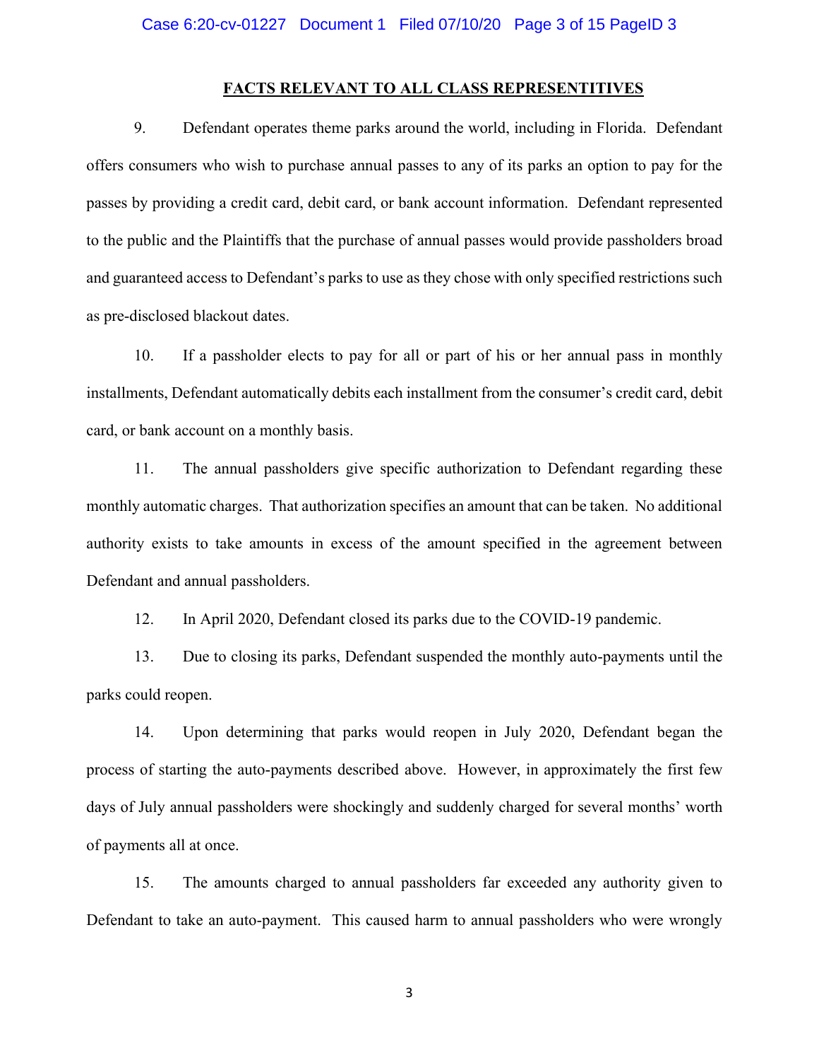## FACTS RELEVANT TO ALL CLASS REPRESENTITIVES

9. Defendant operates theme parks around the world, including in Florida. Defendant offers consumers who wish to purchase annual passes to any of its parks an option to pay for the passes by providing a credit card, debit card, or bank account information. Defendant represented to the public and the Plaintiffs that the purchase of annual passes would provide passholders broad and guaranteed access to Defendant's parks to use as they chose with only specified restrictions such as pre-disclosed blackout dates.

10. If a passholder elects to pay for all or part of his or her annual pass in monthly installments, Defendant automatically debits each installment from the consumer's credit card, debit card, or bank account on a monthly basis.

11. The annual passholders give specific authorization to Defendant regarding these monthly automatic charges. That authorization specifies an amount that can be taken. No additional authority exists to take amounts in excess of the amount specified in the agreement between Defendant and annual passholders.

12. In April 2020, Defendant closed its parks due to the COVID-19 pandemic.

13. Due to closing its parks, Defendant suspended the monthly auto-payments until the parks could reopen.

14. Upon determining that parks would reopen in July 2020, Defendant began the process of starting the auto-payments described above. However, in approximately the first few days of July annual passholders were shockingly and suddenly charged for several months' worth of payments all at once.

15. The amounts charged to annual passholders far exceeded any authority given to Defendant to take an auto-payment. This caused harm to annual passholders who were wrongly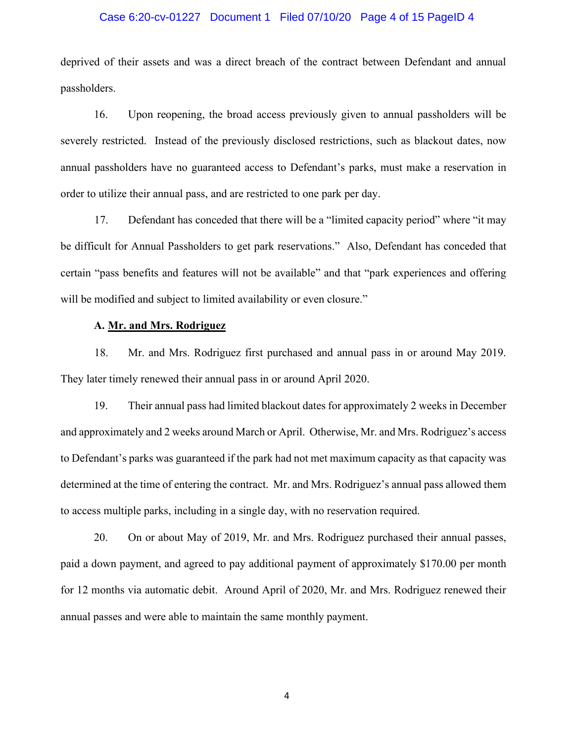deprived of their assets and was a direct breach of the contract between Defendant and annual passholders.

16. Upon reopening, the broad access previously given to annual passholders will be severely restricted. Instead of the previously disclosed restrictions, such as blackout dates, now annual passholders have no guaranteed access to Defendant's parks, must make a reservation in order to utilize their annual pass, and are restricted to one park per day.

17. Defendant has conceded that there will be a "limited capacity period" where "it may be difficult for Annual Passholders to get park reservations." Also, Defendant has conceded that certain "pass benefits and features will not be available" and that "park experiences and offering will be modified and subject to limited availability or even closure."

**A. <u>Mr. and Mrs. Rodriguez</u>**

18. Mr. and Mrs. Rodriguez first purchased and annual pass in or around May 2019. They later timely renewed their annual pass in or around April 2020.

19. Their annual pass had limited blackout dates for approximately 2 weeks in December and approximately and 2 weeks around March or April. Otherwise, Mr. and Mrs. Rodriguez's access to Defendant's parks was guaranteed if the park had not met maximum capacity as that capacity was determined at the time of entering the contract. Mr. and Mrs. Rodriguez's annual pass allowed them to access multiple parks, including in a single day, with no reservation required.

20. On or about May of 2019, Mr. and Mrs. Rodriguez purchased their annual passes, paid a down payment, and agreed to pay additional payment of approximately $170.00 per month for 12 months via automatic debit. Around April of 2020, Mr. and Mrs. Rodriguez renewed their annual passes and were able to maintain the same monthly payment.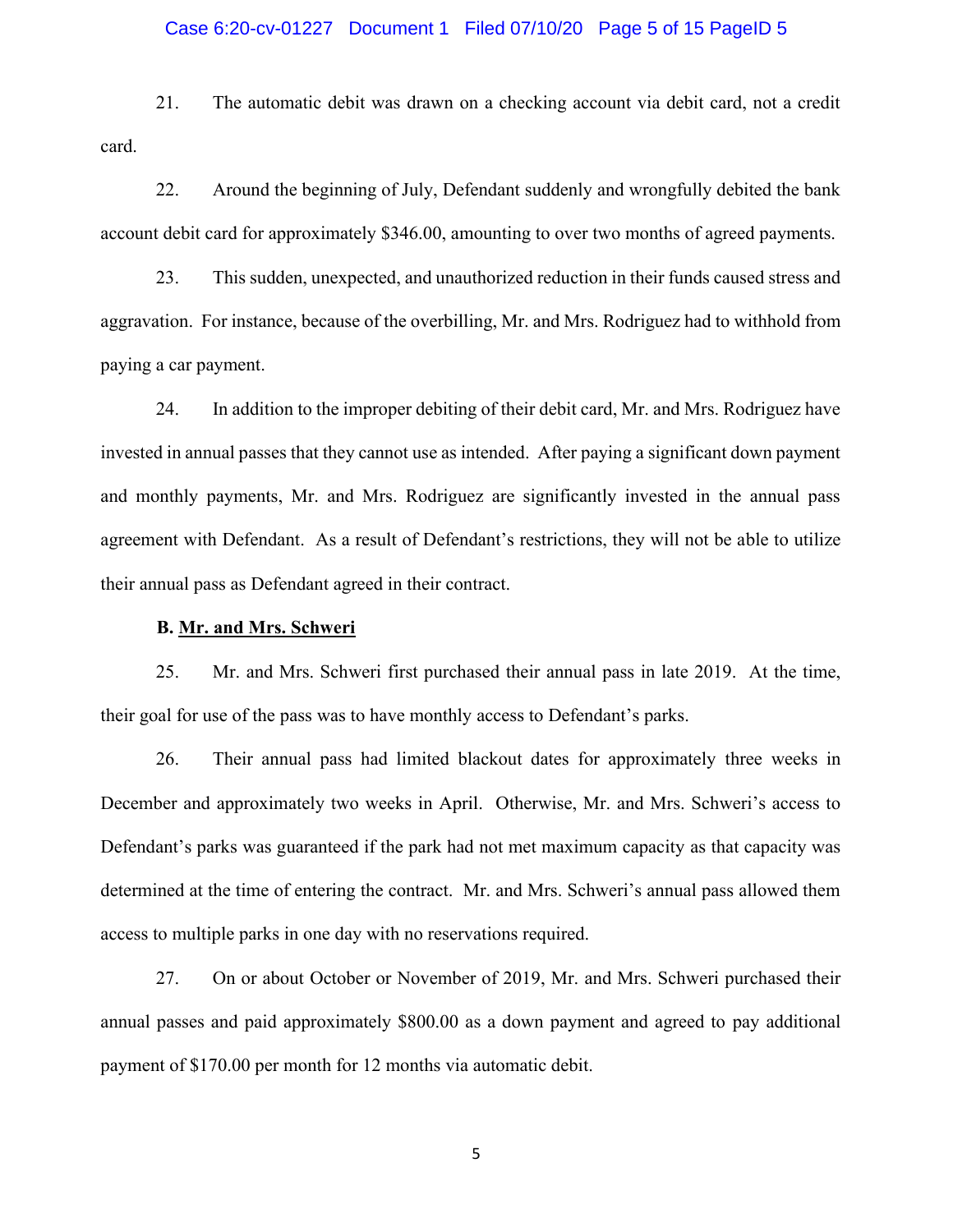21. The automatic debit was drawn on a checking account via debit card, not a credit card.

22. Around the beginning of July, Defendant suddenly and wrongfully debited the bank account debit card for approximately $346.00, amounting to over two months of agreed payments.

23. This sudden, unexpected, and unauthorized reduction in their funds caused stress and aggravation. For instance, because of the overbilling, Mr. and Mrs. Rodriguez had to withhold from paying a car payment.

24. In addition to the improper debiting of their debit card, Mr. and Mrs. Rodriguez have invested in annual passes that they cannot use as intended. After paying a significant down payment and monthly payments, Mr. and Mrs. Rodriguez are significantly invested in the annual pass agreement with Defendant. As a result of Defendant's restrictions, they will not be able to utilize their annual pass as Defendant agreed in their contract.

**B. <u>Mr. and Mrs. Schweri</u>**

25. Mr. and Mrs. Schweri first purchased their annual pass in late 2019. At the time, their goal for use of the pass was to have monthly access to Defendant's parks.

26. Their annual pass had limited blackout dates for approximately three weeks in December and approximately two weeks in April. Otherwise, Mr. and Mrs. Schweri's access to Defendant's parks was guaranteed if the park had not met maximum capacity as that capacity was determined at the time of entering the contract. Mr. and Mrs. Schweri's annual pass allowed them access to multiple parks in one day with no reservations required.

27. On or about October or November of 2019, Mr. and Mrs. Schweri purchased their annual passes and paid approximately $800.00 as a down payment and agreed to pay additional payment of $170.00 per month for 12 months via automatic debit.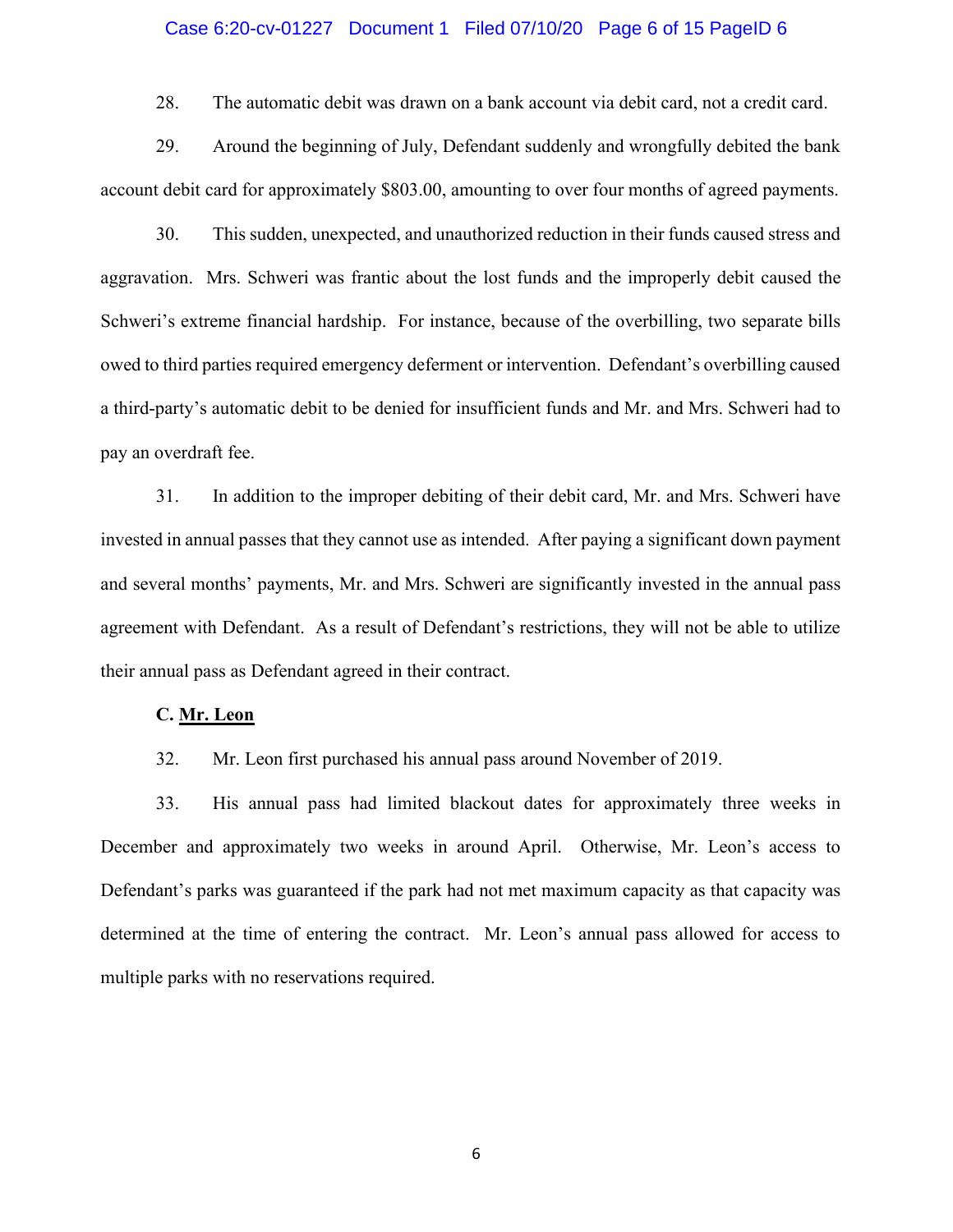28. The automatic debit was drawn on a bank account via debit card, not a credit card.

29. Around the beginning of July, Defendant suddenly and wrongfully debited the bank account debit card for approximately $803.00, amounting to over four months of agreed payments.

30. This sudden, unexpected, and unauthorized reduction in their funds caused stress and aggravation. Mrs. Schweri was frantic about the lost funds and the improperly debit caused the Schweri's extreme financial hardship. For instance, because of the overbilling, two separate bills owed to third parties required emergency deferment or intervention. Defendant's overbilling caused a third-party's automatic debit to be denied for insufficient funds and Mr. and Mrs. Schweri had to pay an overdraft fee.

31. In addition to the improper debiting of their debit card, Mr. and Mrs. Schweri have invested in annual passes that they cannot use as intended. After paying a significant down payment and several months' payments, Mr. and Mrs. Schweri are significantly invested in the annual pass agreement with Defendant. As a result of Defendant's restrictions, they will not be able to utilize their annual pass as Defendant agreed in their contract.

**C. <u>Mr. Leon</u>**

32. Mr. Leon first purchased his annual pass around November of 2019.

33. His annual pass had limited blackout dates for approximately three weeks in December and approximately two weeks in around April. Otherwise, Mr. Leon's access to Defendant's parks was guaranteed if the park had not met maximum capacity as that capacity was determined at the time of entering the contract. Mr. Leon's annual pass allowed for access to multiple parks with no reservations required.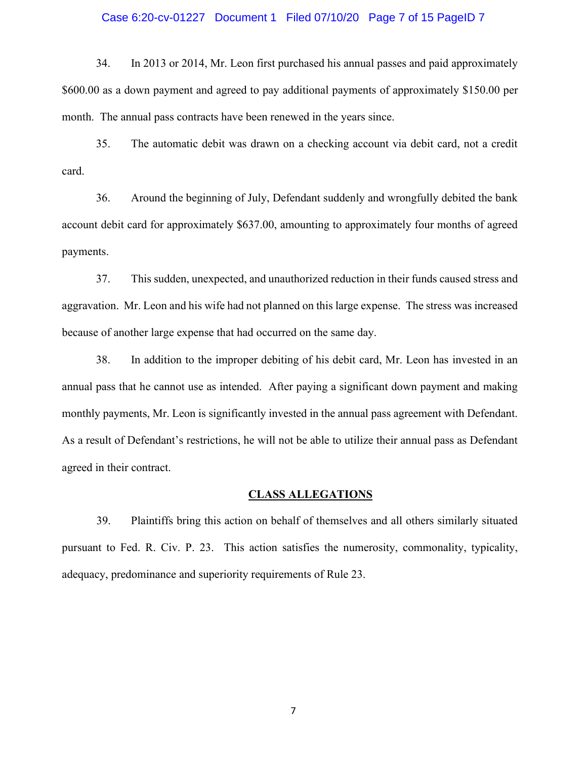34. In 2013 or 2014, Mr. Leon first purchased his annual passes and paid approximately $600.00 as a down payment and agreed to pay additional payments of approximately $150.00 per month. The annual pass contracts have been renewed in the years since.

35. The automatic debit was drawn on a checking account via debit card, not a credit card.

36. Around the beginning of July, Defendant suddenly and wrongfully debited the bank account debit card for approximately $637.00, amounting to approximately four months of agreed payments.

37. This sudden, unexpected, and unauthorized reduction in their funds caused stress and aggravation. Mr. Leon and his wife had not planned on this large expense. The stress was increased because of another large expense that had occurred on the same day.

38. In addition to the improper debiting of his debit card, Mr. Leon has invested in an annual pass that he cannot use as intended. After paying a significant down payment and making monthly payments, Mr. Leon is significantly invested in the annual pass agreement with Defendant. As a result of Defendant's restrictions, he will not be able to utilize their annual pass as Defendant agreed in their contract.

## CLASS ALLEGATIONS

39. Plaintiffs bring this action on behalf of themselves and all others similarly situated pursuant to Fed. R. Civ. P. 23. This action satisfies the numerosity, commonality, typicality, adequacy, predominance and superiority requirements of Rule 23.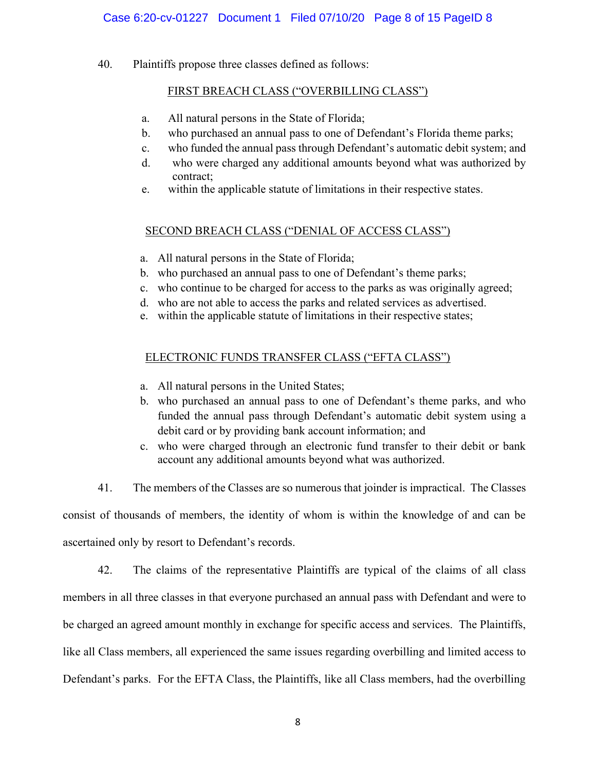40. Plaintiffs propose three classes defined as follows:

<u>FIRST BREACH CLASS ("OVERBILLING CLASS")</u>

a. All natural persons in the State of Florida;
b. who purchased an annual pass to one of Defendant's Florida theme parks;
c. who funded the annual pass through Defendant's automatic debit system; and
d. who were charged any additional amounts beyond what was authorized by contract;
e. within the applicable statute of limitations in their respective states.

<u>SECOND BREACH CLASS ("DENIAL OF ACCESS CLASS")</u>

a. All natural persons in the State of Florida;
b. who purchased an annual pass to one of Defendant's theme parks;
c. who continue to be charged for access to the parks as was originally agreed;
d. who are not able to access the parks and related services as advertised.
e. within the applicable statute of limitations in their respective states;

<u>ELECTRONIC FUNDS TRANSFER CLASS ("EFTA CLASS")</u>

a. All natural persons in the United States;
b. who purchased an annual pass to one of Defendant's theme parks, and who funded the annual pass through Defendant's automatic debit system using a debit card or by providing bank account information; and
c. who were charged through an electronic fund transfer to their debit or bank account any additional amounts beyond what was authorized.

41. The members of the Classes are so numerous that joinder is impractical. The Classes consist of thousands of members, the identity of whom is within the knowledge of and can be ascertained only by resort to Defendant's records.

42. The claims of the representative Plaintiffs are typical of the claims of all class members in all three classes in that everyone purchased an annual pass with Defendant and were to be charged an agreed amount monthly in exchange for specific access and services. The Plaintiffs, like all Class members, all experienced the same issues regarding overbilling and limited access to Defendant's parks. For the EFTA Class, the Plaintiffs, like all Class members, had the overbilling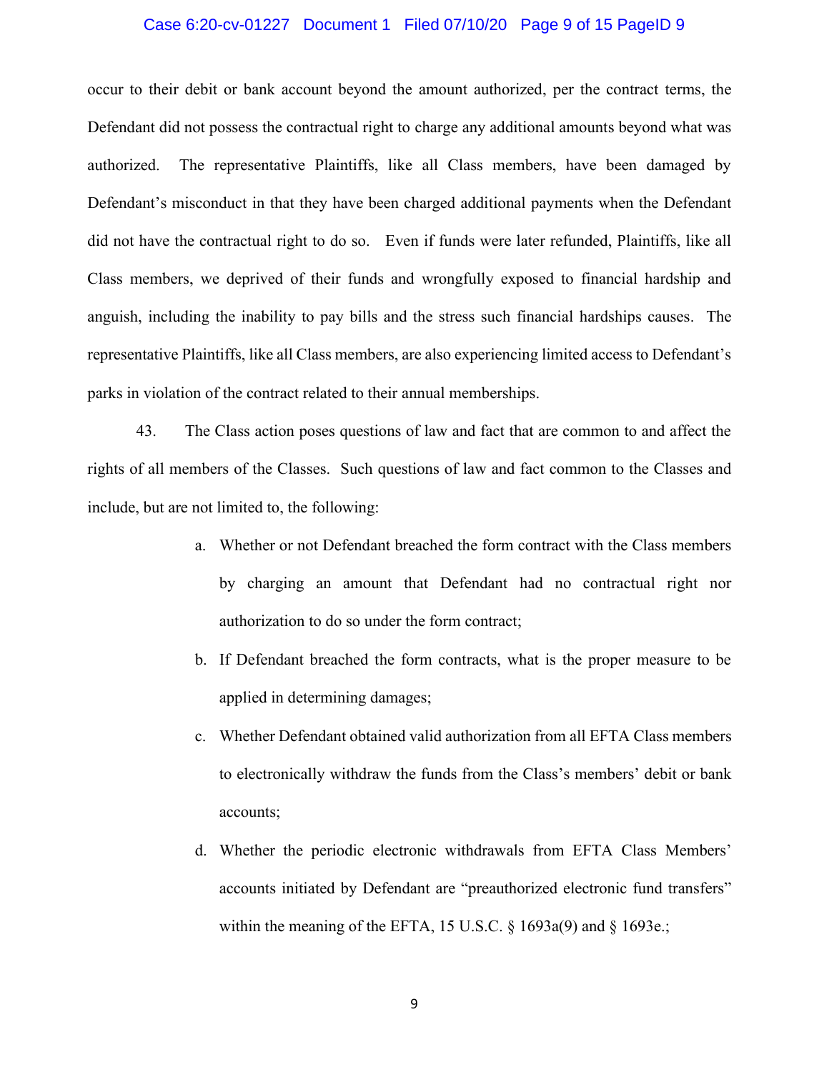occur to their debit or bank account beyond the amount authorized, per the contract terms, the Defendant did not possess the contractual right to charge any additional amounts beyond what was authorized. The representative Plaintiffs, like all Class members, have been damaged by Defendant's misconduct in that they have been charged additional payments when the Defendant did not have the contractual right to do so. Even if funds were later refunded, Plaintiffs, like all Class members, we deprived of their funds and wrongfully exposed to financial hardship and anguish, including the inability to pay bills and the stress such financial hardships causes. The representative Plaintiffs, like all Class members, are also experiencing limited access to Defendant's parks in violation of the contract related to their annual memberships.

43. The Class action poses questions of law and fact that are common to and affect the rights of all members of the Classes. Such questions of law and fact common to the Classes and include, but are not limited to, the following:

a. Whether or not Defendant breached the form contract with the Class members by charging an amount that Defendant had no contractual right nor authorization to do so under the form contract;

b. If Defendant breached the form contracts, what is the proper measure to be applied in determining damages;

c. Whether Defendant obtained valid authorization from all EFTA Class members to electronically withdraw the funds from the Class's members' debit or bank accounts;

d. Whether the periodic electronic withdrawals from EFTA Class Members' accounts initiated by Defendant are "preauthorized electronic fund transfers" within the meaning of the EFTA, 15 U.S.C. § 1693a(9) and § 1693e.;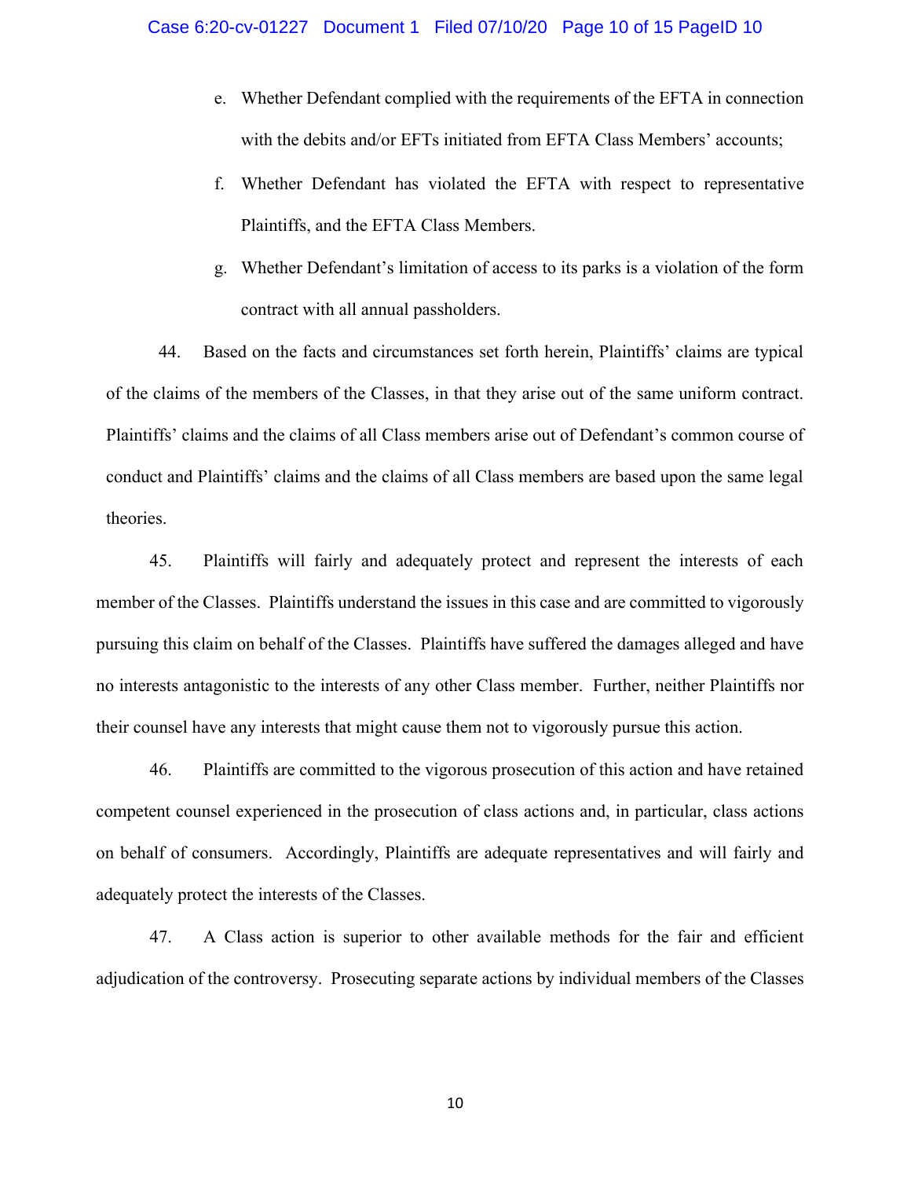e. Whether Defendant complied with the requirements of the EFTA in connection with the debits and/or EFTs initiated from EFTA Class Members' accounts;

f. Whether Defendant has violated the EFTA with respect to representative Plaintiffs, and the EFTA Class Members.

g. Whether Defendant's limitation of access to its parks is a violation of the form contract with all annual passholders.

44. Based on the facts and circumstances set forth herein, Plaintiffs' claims are typical of the claims of the members of the Classes, in that they arise out of the same uniform contract. Plaintiffs' claims and the claims of all Class members arise out of Defendant's common course of conduct and Plaintiffs' claims and the claims of all Class members are based upon the same legal theories.

45. Plaintiffs will fairly and adequately protect and represent the interests of each member of the Classes. Plaintiffs understand the issues in this case and are committed to vigorously pursuing this claim on behalf of the Classes. Plaintiffs have suffered the damages alleged and have no interests antagonistic to the interests of any other Class member. Further, neither Plaintiffs nor their counsel have any interests that might cause them not to vigorously pursue this action.

46. Plaintiffs are committed to the vigorous prosecution of this action and have retained competent counsel experienced in the prosecution of class actions and, in particular, class actions on behalf of consumers. Accordingly, Plaintiffs are adequate representatives and will fairly and adequately protect the interests of the Classes.

47. A Class action is superior to other available methods for the fair and efficient adjudication of the controversy. Prosecuting separate actions by individual members of the Classes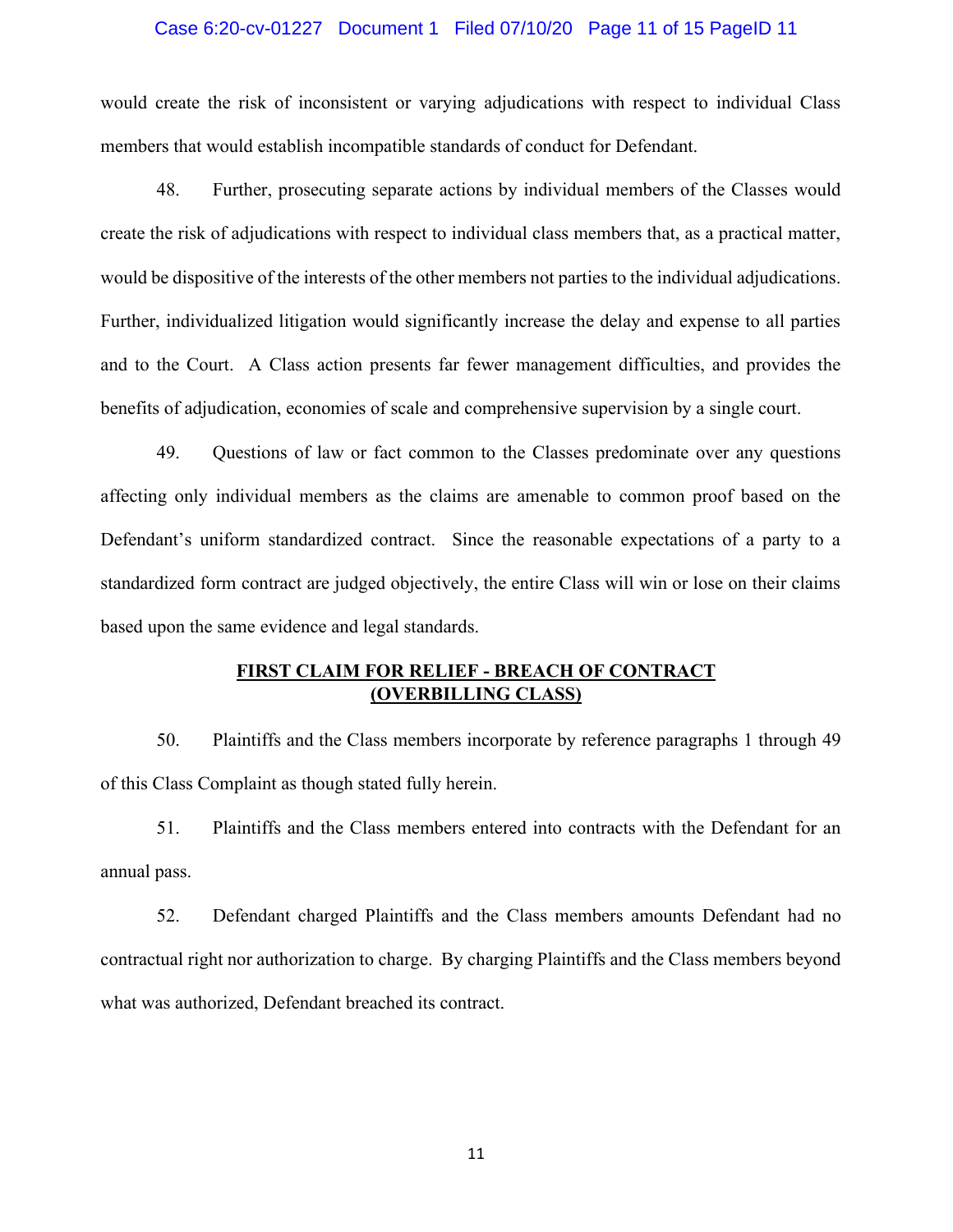would create the risk of inconsistent or varying adjudications with respect to individual Class members that would establish incompatible standards of conduct for Defendant.

48. Further, prosecuting separate actions by individual members of the Classes would create the risk of adjudications with respect to individual class members that, as a practical matter, would be dispositive of the interests of the other members not parties to the individual adjudications. Further, individualized litigation would significantly increase the delay and expense to all parties and to the Court. A Class action presents far fewer management difficulties, and provides the benefits of adjudication, economies of scale and comprehensive supervision by a single court.

49. Questions of law or fact common to the Classes predominate over any questions affecting only individual members as the claims are amenable to common proof based on the Defendant's uniform standardized contract. Since the reasonable expectations of a party to a standardized form contract are judged objectively, the entire Class will win or lose on their claims based upon the same evidence and legal standards.

**FIRST CLAIM FOR RELIEF - BREACH OF CONTRACT (OVERBILLING CLASS)**

50. Plaintiffs and the Class members incorporate by reference paragraphs 1 through 49 of this Class Complaint as though stated fully herein.

51. Plaintiffs and the Class members entered into contracts with the Defendant for an annual pass.

52. Defendant charged Plaintiffs and the Class members amounts Defendant had no contractual right nor authorization to charge. By charging Plaintiffs and the Class members beyond what was authorized, Defendant breached its contract.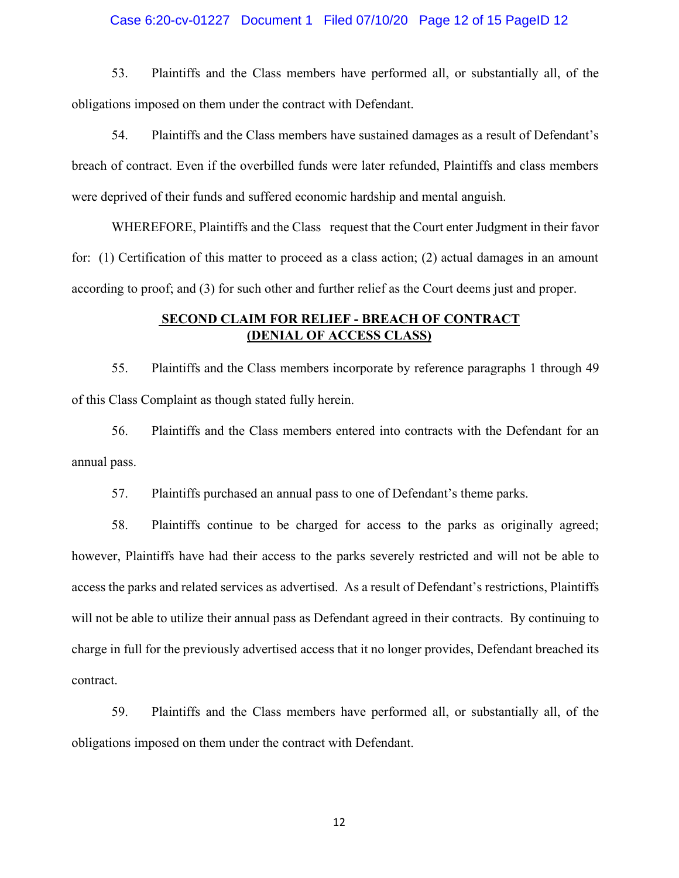53. Plaintiffs and the Class members have performed all, or substantially all, of the obligations imposed on them under the contract with Defendant.

54. Plaintiffs and the Class members have sustained damages as a result of Defendant's breach of contract. Even if the overbilled funds were later refunded, Plaintiffs and class members were deprived of their funds and suffered economic hardship and mental anguish.

WHEREFORE, Plaintiffs and the Class request that the Court enter Judgment in their favor for: (1) Certification of this matter to proceed as a class action; (2) actual damages in an amount according to proof; and (3) for such other and further relief as the Court deems just and proper.

## SECOND CLAIM FOR RELIEF - BREACH OF CONTRACT (DENIAL OF ACCESS CLASS)

55. Plaintiffs and the Class members incorporate by reference paragraphs 1 through 49 of this Class Complaint as though stated fully herein.

56. Plaintiffs and the Class members entered into contracts with the Defendant for an annual pass.

57. Plaintiffs purchased an annual pass to one of Defendant's theme parks.

58. Plaintiffs continue to be charged for access to the parks as originally agreed; however, Plaintiffs have had their access to the parks severely restricted and will not be able to access the parks and related services as advertised. As a result of Defendant's restrictions, Plaintiffs will not be able to utilize their annual pass as Defendant agreed in their contracts. By continuing to charge in full for the previously advertised access that it no longer provides, Defendant breached its contract.

59. Plaintiffs and the Class members have performed all, or substantially all, of the obligations imposed on them under the contract with Defendant.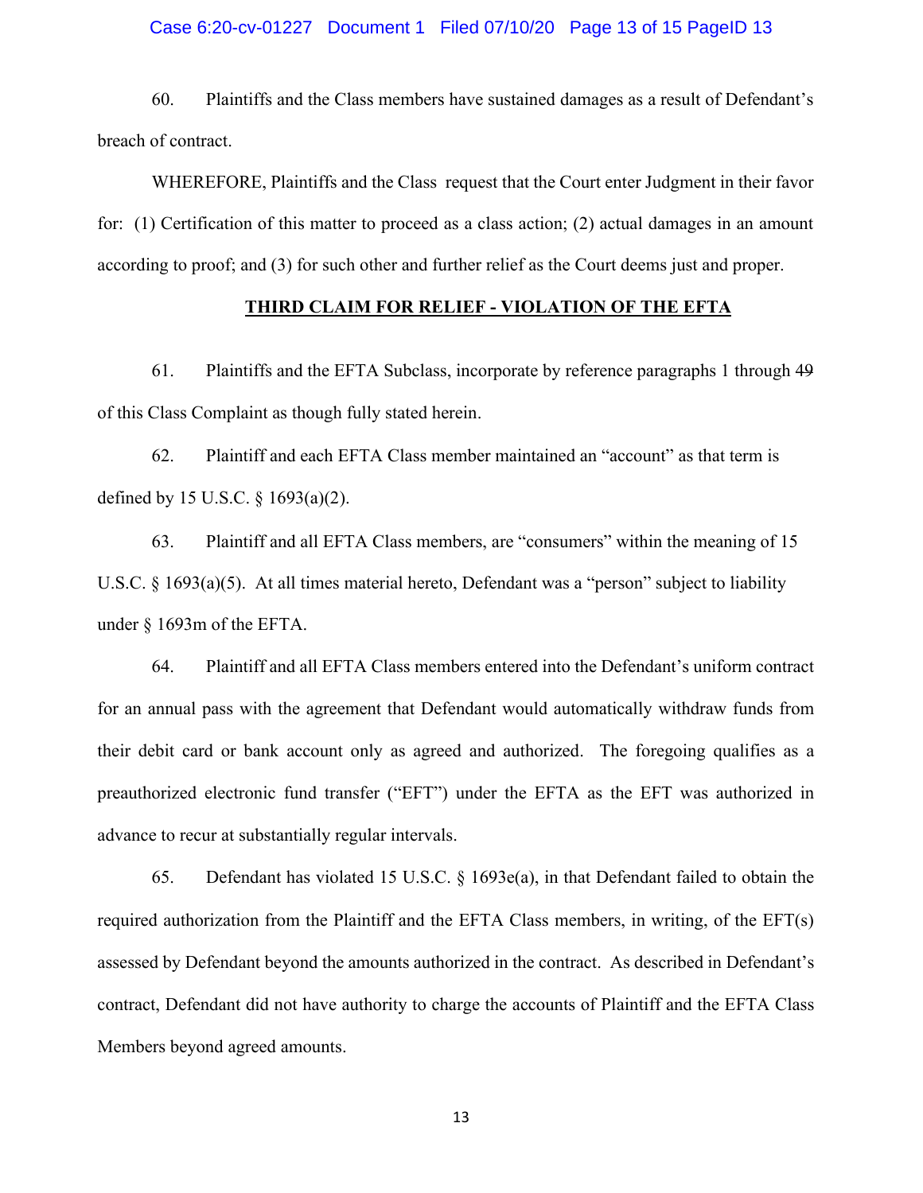60. Plaintiffs and the Class members have sustained damages as a result of Defendant's breach of contract.

WHEREFORE, Plaintiffs and the Class request that the Court enter Judgment in their favor for: (1) Certification of this matter to proceed as a class action; (2) actual damages in an amount according to proof; and (3) for such other and further relief as the Court deems just and proper.

## THIRD CLAIM FOR RELIEF - VIOLATION OF THE EFTA

61. Plaintiffs and the EFTA Subclass, incorporate by reference paragraphs 1 through 49 of this Class Complaint as though fully stated herein.

62. Plaintiff and each EFTA Class member maintained an "account" as that term is defined by 15 U.S.C. § 1693(a)(2).

63. Plaintiff and all EFTA Class members, are "consumers" within the meaning of 15 U.S.C. § 1693(a)(5). At all times material hereto, Defendant was a "person" subject to liability under § 1693m of the EFTA.

64. Plaintiff and all EFTA Class members entered into the Defendant's uniform contract for an annual pass with the agreement that Defendant would automatically withdraw funds from their debit card or bank account only as agreed and authorized. The foregoing qualifies as a preauthorized electronic fund transfer ("EFT") under the EFTA as the EFT was authorized in advance to recur at substantially regular intervals.

65. Defendant has violated 15 U.S.C. § 1693e(a), in that Defendant failed to obtain the required authorization from the Plaintiff and the EFTA Class members, in writing, of the EFT(s) assessed by Defendant beyond the amounts authorized in the contract. As described in Defendant's contract, Defendant did not have authority to charge the accounts of Plaintiff and the EFTA Class Members beyond agreed amounts.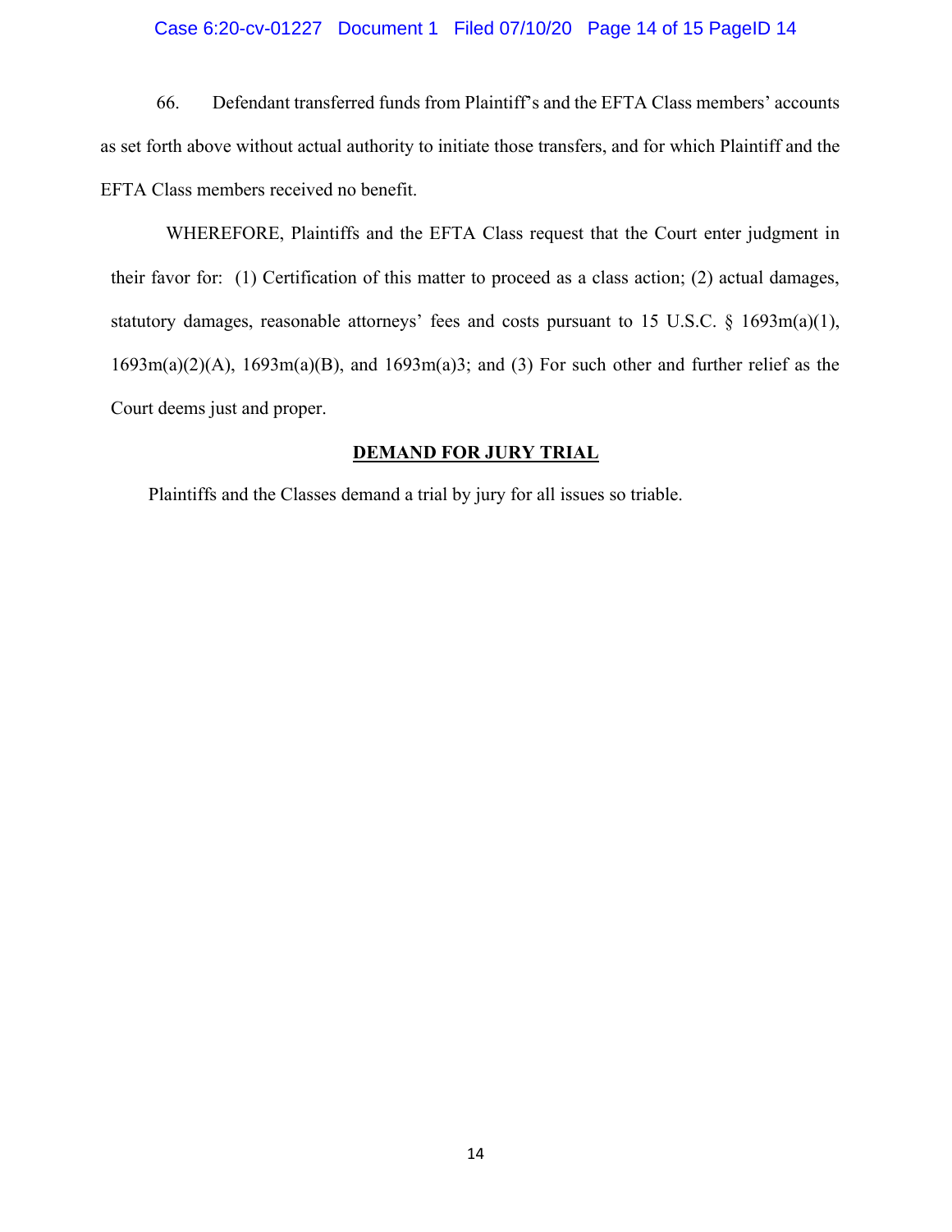66. Defendant transferred funds from Plaintiff's and the EFTA Class members' accounts as set forth above without actual authority to initiate those transfers, and for which Plaintiff and the EFTA Class members received no benefit.

WHEREFORE, Plaintiffs and the EFTA Class request that the Court enter judgment in their favor for: (1) Certification of this matter to proceed as a class action; (2) actual damages, statutory damages, reasonable attorneys' fees and costs pursuant to 15 U.S.C. § 1693m(a)(1), 1693m(a)(2)(A), 1693m(a)(B), and 1693m(a)3; and (3) For such other and further relief as the Court deems just and proper.

**DEMAND FOR JURY TRIAL**

Plaintiffs and the Classes demand a trial by jury for all issues so triable.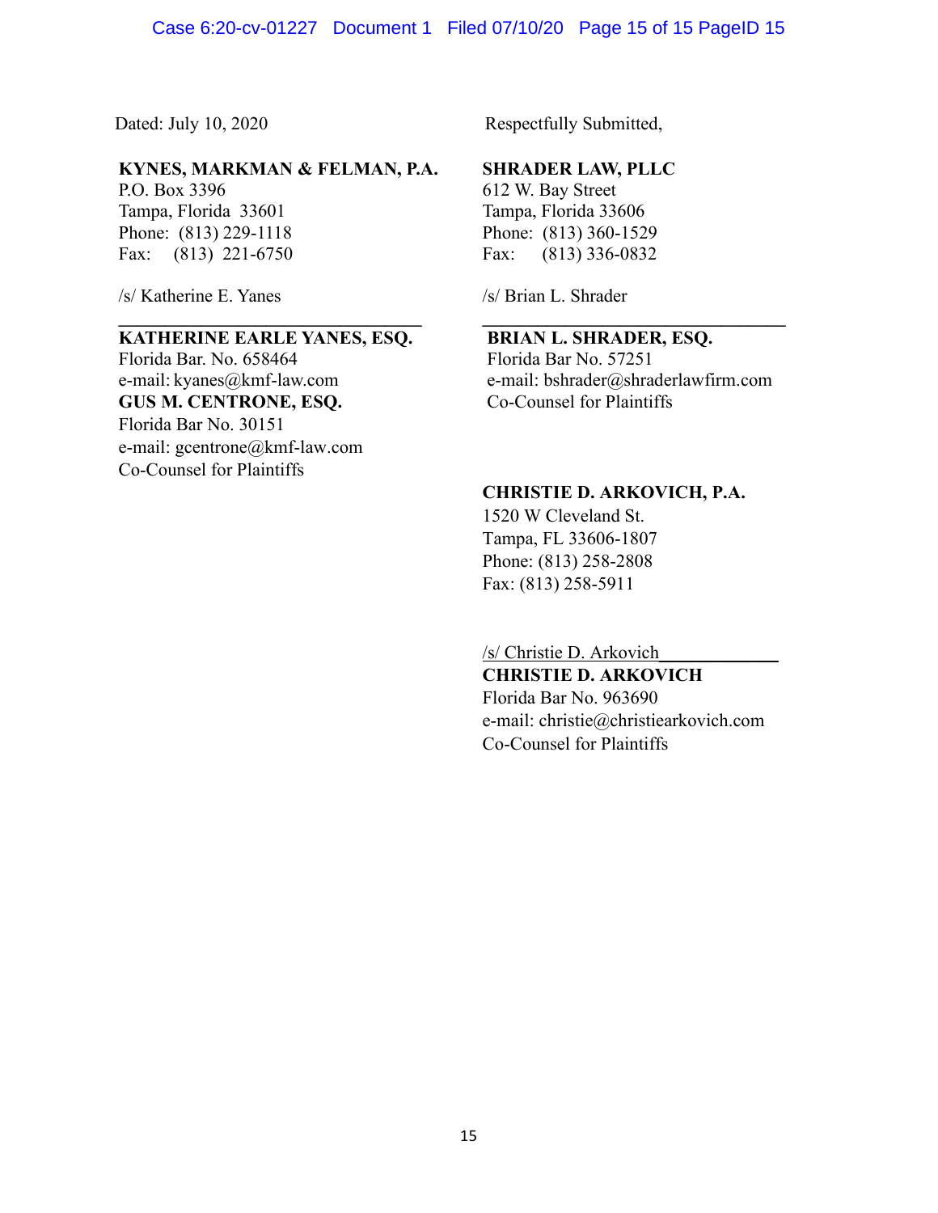Dated: July 10, 2020

Respectfully Submitted,

**KYNES, MARKMAN & FELMAN, P.A.**
P.O. Box 3396
Tampa, Florida 33601
Phone: (813) 229-1118
Fax: (813) 221-6750

/s/ Katherine E. Yanes
\_\_\_\_\_\_\_\_\_\_\_\_\_\_\_\_\_\_\_\_\_\_\_\_\_\_\_\_\_\_\_\_\_
**KATHERINE EARLE YANES, ESQ.**
Florida Bar. No. 658464
e-mail: kyanes@kmf-law.com
**GUS M. CENTRONE, ESQ.**
Florida Bar No. 30151
e-mail: gcentrone@kmf-law.com
Co-Counsel for Plaintiffs

**SHRADER LAW, PLLC**
612 W. Bay Street
Tampa, Florida 33606
Phone: (813) 360-1529
Fax: (813) 336-0832

/s/ Brian L. Shrader
\_\_\_\_\_\_\_\_\_\_\_\_\_\_\_\_\_\_\_\_\_\_\_\_\_\_\_\_\_\_\_\_\_
**BRIAN L. SHRADER, ESQ.**
Florida Bar No. 57251
e-mail: bshrader@shraderlawfirm.com
Co-Counsel for Plaintiffs

**CHRISTIE D. ARKOVICH, P.A.**
1520 W Cleveland St.
Tampa, FL 33606-1807
Phone: (813) 258-2808
Fax: (813) 258-5911

/s/ Christie D. Arkovich\_\_\_\_\_\_\_\_\_\_\_\_\_
**CHRISTIE D. ARKOVICH**
Florida Bar No. 963690
e-mail: christie@christiearkovich.com
Co-Counsel for Plaintiffs